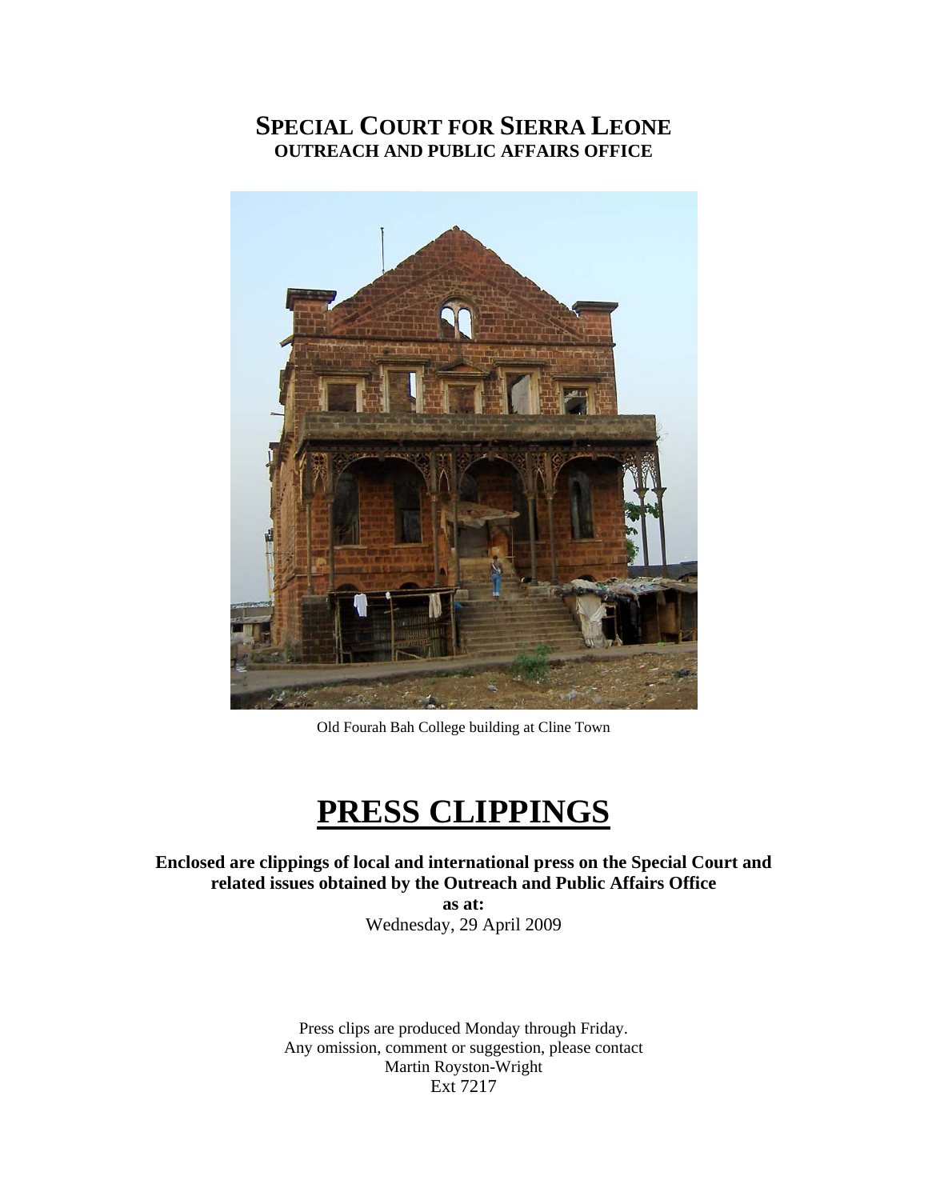# SPECIAL COURT FOR SIERRA LEONE
## OUTREACH AND PUBLIC AFFAIRS OFFICE

Old Fourah Bah College building at Cline Town

# PRESS CLIPPINGS

**Enclosed are clippings of local and international press on the Special Court and related issues obtained by the Outreach and Public Affairs Office**

**as at:**

Wednesday, 29 April 2009

Press clips are produced Monday through Friday.
Any omission, comment or suggestion, please contact
Martin Royston-Wright
Ext 7217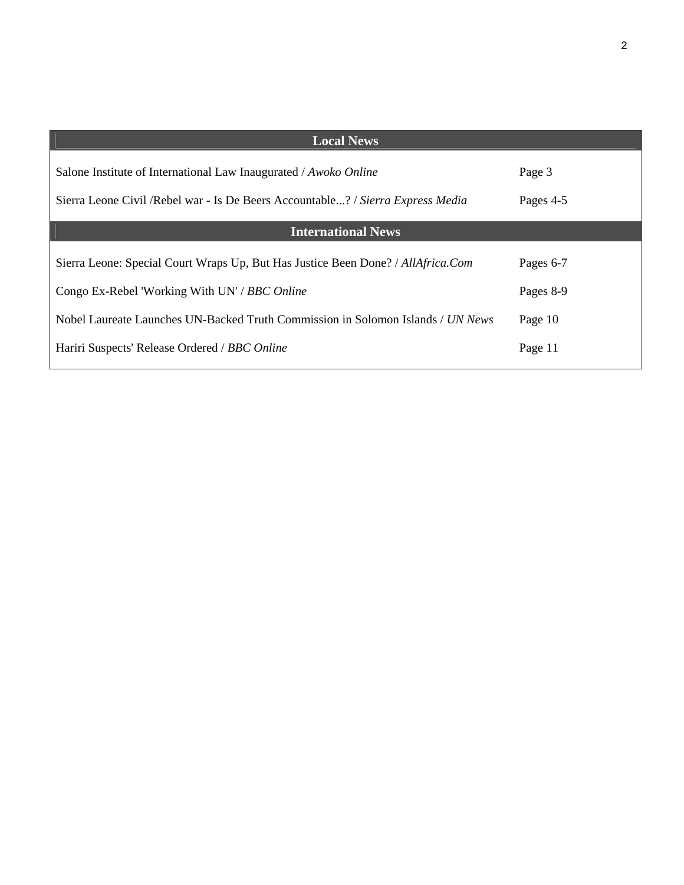| Local News | |
|---|---|
| Salone Institute of International Law Inaugurated / *Awoko Online* | Page 3 |
| Sierra Leone Civil /Rebel war - Is De Beers Accountable...? / *Sierra Express Media* | Pages 4-5 |
| **International News** | |
| Sierra Leone: Special Court Wraps Up, But Has Justice Been Done? / *AllAfrica.Com* | Pages 6-7 |
| Congo Ex-Rebel 'Working With UN' / *BBC Online* | Pages 8-9 |
| Nobel Laureate Launches UN-Backed Truth Commission in Solomon Islands / *UN News* | Page 10 |
| Hariri Suspects' Release Ordered / *BBC Online* | Page 11 |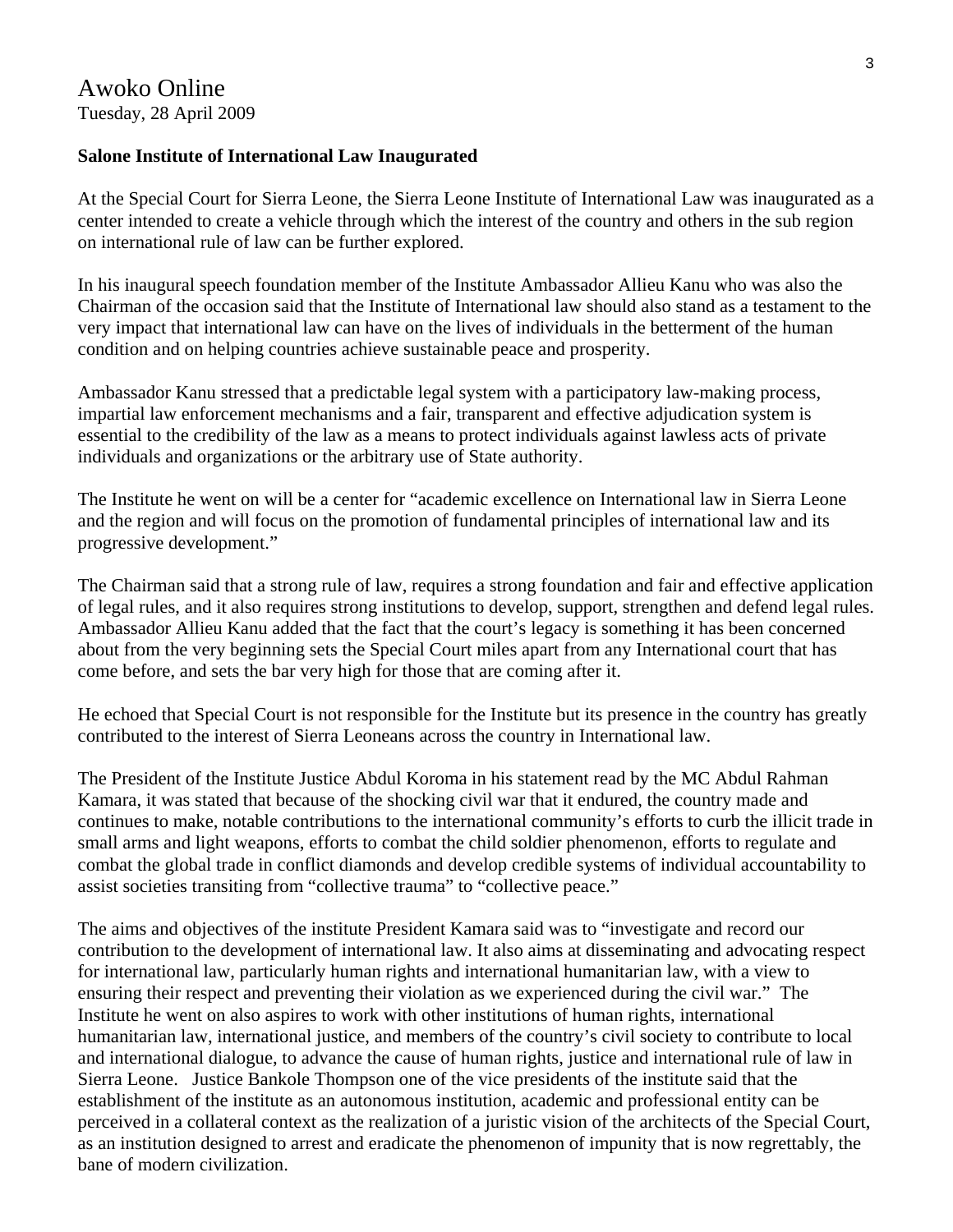Awoko Online
Tuesday, 28 April 2009

**Salone Institute of International Law Inaugurated**

At the Special Court for Sierra Leone, the Sierra Leone Institute of International Law was inaugurated as a center intended to create a vehicle through which the interest of the country and others in the sub region on international rule of law can be further explored.

In his inaugural speech foundation member of the Institute Ambassador Allieu Kanu who was also the Chairman of the occasion said that the Institute of International law should also stand as a testament to the very impact that international law can have on the lives of individuals in the betterment of the human condition and on helping countries achieve sustainable peace and prosperity.

Ambassador Kanu stressed that a predictable legal system with a participatory law-making process, impartial law enforcement mechanisms and a fair, transparent and effective adjudication system is essential to the credibility of the law as a means to protect individuals against lawless acts of private individuals and organizations or the arbitrary use of State authority.

The Institute he went on will be a center for "academic excellence on International law in Sierra Leone and the region and will focus on the promotion of fundamental principles of international law and its progressive development."

The Chairman said that a strong rule of law, requires a strong foundation and fair and effective application of legal rules, and it also requires strong institutions to develop, support, strengthen and defend legal rules. Ambassador Allieu Kanu added that the fact that the court's legacy is something it has been concerned about from the very beginning sets the Special Court miles apart from any International court that has come before, and sets the bar very high for those that are coming after it.

He echoed that Special Court is not responsible for the Institute but its presence in the country has greatly contributed to the interest of Sierra Leoneans across the country in International law.

The President of the Institute Justice Abdul Koroma in his statement read by the MC Abdul Rahman Kamara, it was stated that because of the shocking civil war that it endured, the country made and continues to make, notable contributions to the international community's efforts to curb the illicit trade in small arms and light weapons, efforts to combat the child soldier phenomenon, efforts to regulate and combat the global trade in conflict diamonds and develop credible systems of individual accountability to assist societies transiting from "collective trauma" to "collective peace."

The aims and objectives of the institute President Kamara said was to "investigate and record our contribution to the development of international law. It also aims at disseminating and advocating respect for international law, particularly human rights and international humanitarian law, with a view to ensuring their respect and preventing their violation as we experienced during the civil war." The Institute he went on also aspires to work with other institutions of human rights, international humanitarian law, international justice, and members of the country's civil society to contribute to local and international dialogue, to advance the cause of human rights, justice and international rule of law in Sierra Leone. Justice Bankole Thompson one of the vice presidents of the institute said that the establishment of the institute as an autonomous institution, academic and professional entity can be perceived in a collateral context as the realization of a juristic vision of the architects of the Special Court, as an institution designed to arrest and eradicate the phenomenon of impunity that is now regrettably, the bane of modern civilization.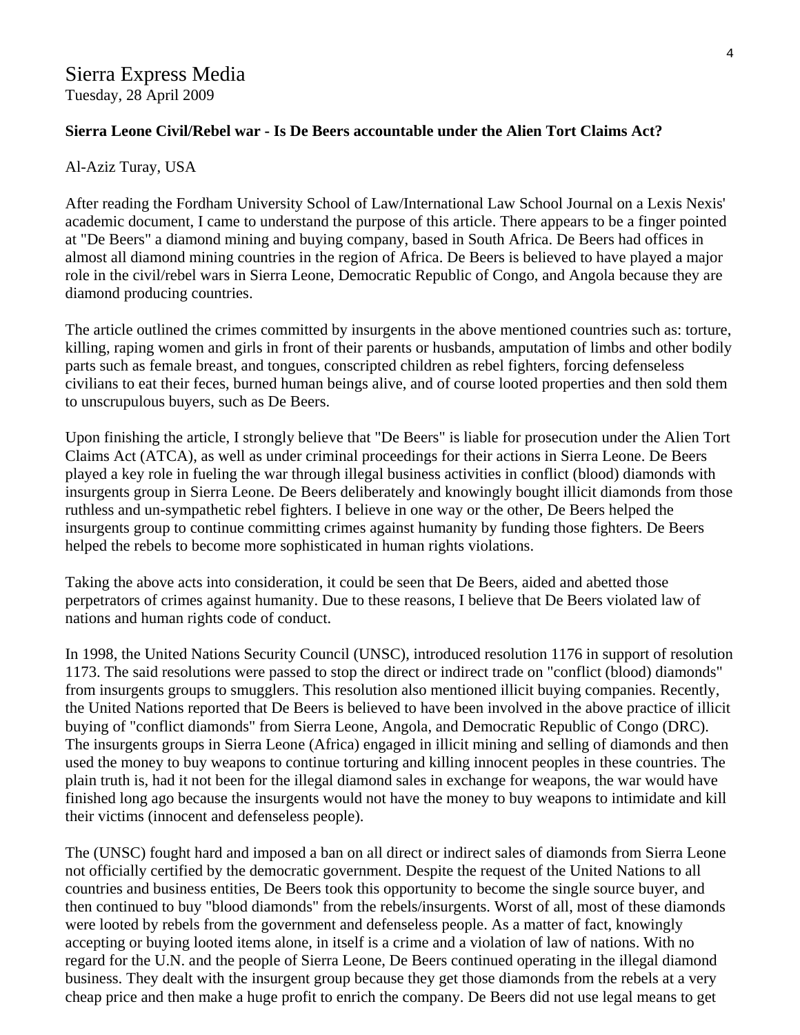Sierra Express Media
Tuesday, 28 April 2009

**Sierra Leone Civil/Rebel war - Is De Beers accountable under the Alien Tort Claims Act?**

Al-Aziz Turay, USA

After reading the Fordham University School of Law/International Law School Journal on a Lexis Nexis' academic document, I came to understand the purpose of this article. There appears to be a finger pointed at "De Beers" a diamond mining and buying company, based in South Africa. De Beers had offices in almost all diamond mining countries in the region of Africa. De Beers is believed to have played a major role in the civil/rebel wars in Sierra Leone, Democratic Republic of Congo, and Angola because they are diamond producing countries.

The article outlined the crimes committed by insurgents in the above mentioned countries such as: torture, killing, raping women and girls in front of their parents or husbands, amputation of limbs and other bodily parts such as female breast, and tongues, conscripted children as rebel fighters, forcing defenseless civilians to eat their feces, burned human beings alive, and of course looted properties and then sold them to unscrupulous buyers, such as De Beers.

Upon finishing the article, I strongly believe that "De Beers" is liable for prosecution under the Alien Tort Claims Act (ATCA), as well as under criminal proceedings for their actions in Sierra Leone. De Beers played a key role in fueling the war through illegal business activities in conflict (blood) diamonds with insurgents group in Sierra Leone. De Beers deliberately and knowingly bought illicit diamonds from those ruthless and un-sympathetic rebel fighters. I believe in one way or the other, De Beers helped the insurgents group to continue committing crimes against humanity by funding those fighters. De Beers helped the rebels to become more sophisticated in human rights violations.

Taking the above acts into consideration, it could be seen that De Beers, aided and abetted those perpetrators of crimes against humanity. Due to these reasons, I believe that De Beers violated law of nations and human rights code of conduct.

In 1998, the United Nations Security Council (UNSC), introduced resolution 1176 in support of resolution 1173. The said resolutions were passed to stop the direct or indirect trade on "conflict (blood) diamonds" from insurgents groups to smugglers. This resolution also mentioned illicit buying companies. Recently, the United Nations reported that De Beers is believed to have been involved in the above practice of illicit buying of "conflict diamonds" from Sierra Leone, Angola, and Democratic Republic of Congo (DRC). The insurgents groups in Sierra Leone (Africa) engaged in illicit mining and selling of diamonds and then used the money to buy weapons to continue torturing and killing innocent peoples in these countries. The plain truth is, had it not been for the illegal diamond sales in exchange for weapons, the war would have finished long ago because the insurgents would not have the money to buy weapons to intimidate and kill their victims (innocent and defenseless people).

The (UNSC) fought hard and imposed a ban on all direct or indirect sales of diamonds from Sierra Leone not officially certified by the democratic government. Despite the request of the United Nations to all countries and business entities, De Beers took this opportunity to become the single source buyer, and then continued to buy "blood diamonds" from the rebels/insurgents. Worst of all, most of these diamonds were looted by rebels from the government and defenseless people. As a matter of fact, knowingly accepting or buying looted items alone, in itself is a crime and a violation of law of nations. With no regard for the U.N. and the people of Sierra Leone, De Beers continued operating in the illegal diamond business. They dealt with the insurgent group because they get those diamonds from the rebels at a very cheap price and then make a huge profit to enrich the company. De Beers did not use legal means to get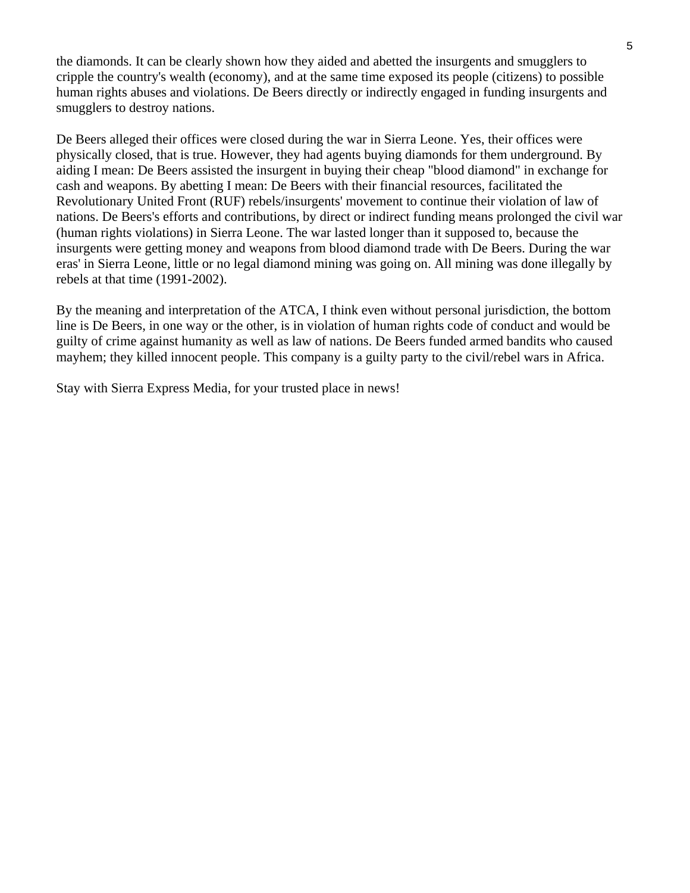the diamonds. It can be clearly shown how they aided and abetted the insurgents and smugglers to cripple the country's wealth (economy), and at the same time exposed its people (citizens) to possible human rights abuses and violations. De Beers directly or indirectly engaged in funding insurgents and smugglers to destroy nations.

De Beers alleged their offices were closed during the war in Sierra Leone. Yes, their offices were physically closed, that is true. However, they had agents buying diamonds for them underground. By aiding I mean: De Beers assisted the insurgent in buying their cheap "blood diamond" in exchange for cash and weapons. By abetting I mean: De Beers with their financial resources, facilitated the Revolutionary United Front (RUF) rebels/insurgents' movement to continue their violation of law of nations. De Beers's efforts and contributions, by direct or indirect funding means prolonged the civil war (human rights violations) in Sierra Leone. The war lasted longer than it supposed to, because the insurgents were getting money and weapons from blood diamond trade with De Beers. During the war eras' in Sierra Leone, little or no legal diamond mining was going on. All mining was done illegally by rebels at that time (1991-2002).

By the meaning and interpretation of the ATCA, I think even without personal jurisdiction, the bottom line is De Beers, in one way or the other, is in violation of human rights code of conduct and would be guilty of crime against humanity as well as law of nations. De Beers funded armed bandits who caused mayhem; they killed innocent people. This company is a guilty party to the civil/rebel wars in Africa.

Stay with Sierra Express Media, for your trusted place in news!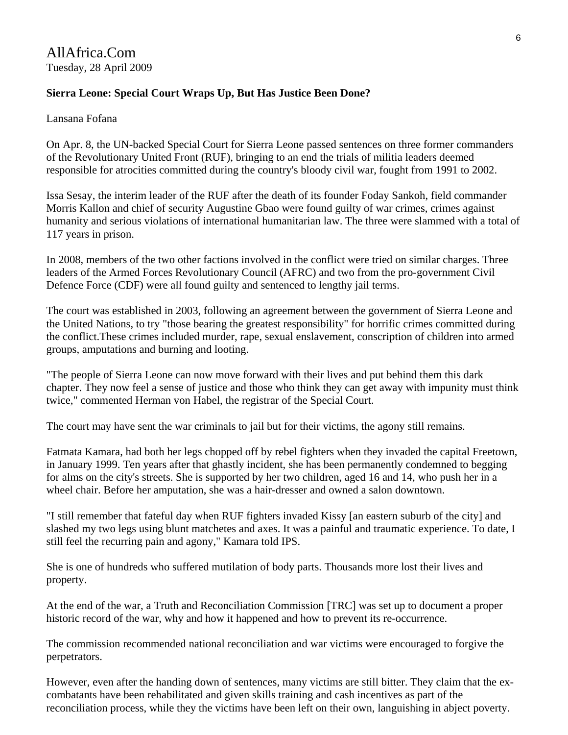AllAfrica.Com
Tuesday, 28 April 2009

**Sierra Leone: Special Court Wraps Up, But Has Justice Been Done?**

Lansana Fofana

On Apr. 8, the UN-backed Special Court for Sierra Leone passed sentences on three former commanders of the Revolutionary United Front (RUF), bringing to an end the trials of militia leaders deemed responsible for atrocities committed during the country's bloody civil war, fought from 1991 to 2002.

Issa Sesay, the interim leader of the RUF after the death of its founder Foday Sankoh, field commander Morris Kallon and chief of security Augustine Gbao were found guilty of war crimes, crimes against humanity and serious violations of international humanitarian law. The three were slammed with a total of 117 years in prison.

In 2008, members of the two other factions involved in the conflict were tried on similar charges. Three leaders of the Armed Forces Revolutionary Council (AFRC) and two from the pro-government Civil Defence Force (CDF) were all found guilty and sentenced to lengthy jail terms.

The court was established in 2003, following an agreement between the government of Sierra Leone and the United Nations, to try "those bearing the greatest responsibility" for horrific crimes committed during the conflict.These crimes included murder, rape, sexual enslavement, conscription of children into armed groups, amputations and burning and looting.

"The people of Sierra Leone can now move forward with their lives and put behind them this dark chapter. They now feel a sense of justice and those who think they can get away with impunity must think twice," commented Herman von Habel, the registrar of the Special Court.

The court may have sent the war criminals to jail but for their victims, the agony still remains.

Fatmata Kamara, had both her legs chopped off by rebel fighters when they invaded the capital Freetown, in January 1999. Ten years after that ghastly incident, she has been permanently condemned to begging for alms on the city's streets. She is supported by her two children, aged 16 and 14, who push her in a wheel chair. Before her amputation, she was a hair-dresser and owned a salon downtown.

"I still remember that fateful day when RUF fighters invaded Kissy [an eastern suburb of the city] and slashed my two legs using blunt matchetes and axes. It was a painful and traumatic experience. To date, I still feel the recurring pain and agony," Kamara told IPS.

She is one of hundreds who suffered mutilation of body parts. Thousands more lost their lives and property.

At the end of the war, a Truth and Reconciliation Commission [TRC] was set up to document a proper historic record of the war, why and how it happened and how to prevent its re-occurrence.

The commission recommended national reconciliation and war victims were encouraged to forgive the perpetrators.

However, even after the handing down of sentences, many victims are still bitter. They claim that the ex-combatants have been rehabilitated and given skills training and cash incentives as part of the reconciliation process, while they the victims have been left on their own, languishing in abject poverty.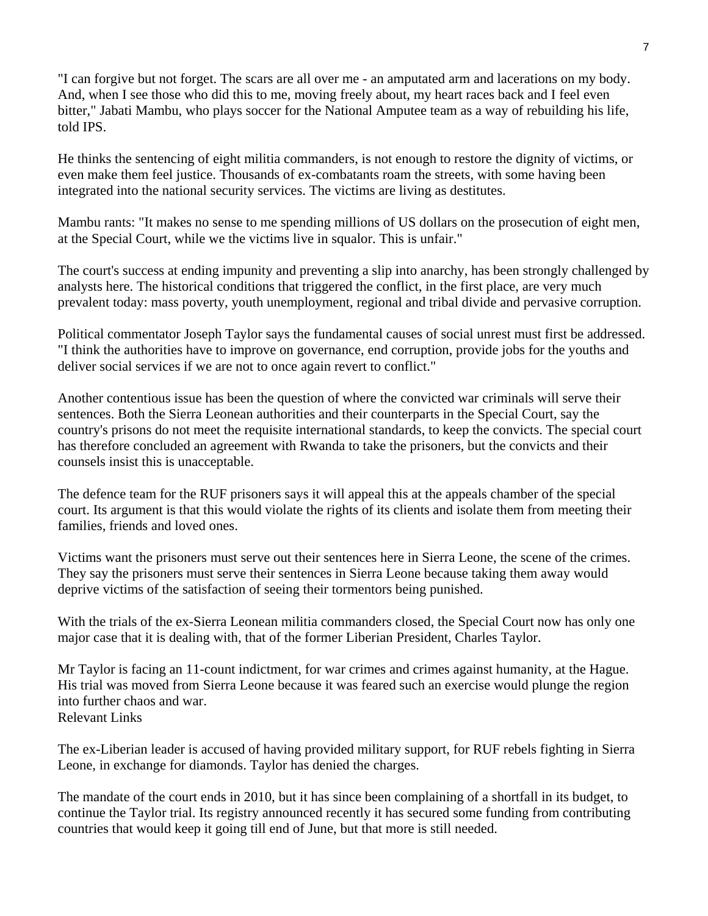"I can forgive but not forget. The scars are all over me - an amputated arm and lacerations on my body. And, when I see those who did this to me, moving freely about, my heart races back and I feel even bitter," Jabati Mambu, who plays soccer for the National Amputee team as a way of rebuilding his life, told IPS.

He thinks the sentencing of eight militia commanders, is not enough to restore the dignity of victims, or even make them feel justice. Thousands of ex-combatants roam the streets, with some having been integrated into the national security services. The victims are living as destitutes.

Mambu rants: "It makes no sense to me spending millions of US dollars on the prosecution of eight men, at the Special Court, while we the victims live in squalor. This is unfair."

The court's success at ending impunity and preventing a slip into anarchy, has been strongly challenged by analysts here. The historical conditions that triggered the conflict, in the first place, are very much prevalent today: mass poverty, youth unemployment, regional and tribal divide and pervasive corruption.

Political commentator Joseph Taylor says the fundamental causes of social unrest must first be addressed. "I think the authorities have to improve on governance, end corruption, provide jobs for the youths and deliver social services if we are not to once again revert to conflict."

Another contentious issue has been the question of where the convicted war criminals will serve their sentences. Both the Sierra Leonean authorities and their counterparts in the Special Court, say the country's prisons do not meet the requisite international standards, to keep the convicts. The special court has therefore concluded an agreement with Rwanda to take the prisoners, but the convicts and their counsels insist this is unacceptable.

The defence team for the RUF prisoners says it will appeal this at the appeals chamber of the special court. Its argument is that this would violate the rights of its clients and isolate them from meeting their families, friends and loved ones.

Victims want the prisoners must serve out their sentences here in Sierra Leone, the scene of the crimes. They say the prisoners must serve their sentences in Sierra Leone because taking them away would deprive victims of the satisfaction of seeing their tormentors being punished.

With the trials of the ex-Sierra Leonean militia commanders closed, the Special Court now has only one major case that it is dealing with, that of the former Liberian President, Charles Taylor.

Mr Taylor is facing an 11-count indictment, for war crimes and crimes against humanity, at the Hague. His trial was moved from Sierra Leone because it was feared such an exercise would plunge the region into further chaos and war.
Relevant Links

The ex-Liberian leader is accused of having provided military support, for RUF rebels fighting in Sierra Leone, in exchange for diamonds. Taylor has denied the charges.

The mandate of the court ends in 2010, but it has since been complaining of a shortfall in its budget, to continue the Taylor trial. Its registry announced recently it has secured some funding from contributing countries that would keep it going till end of June, but that more is still needed.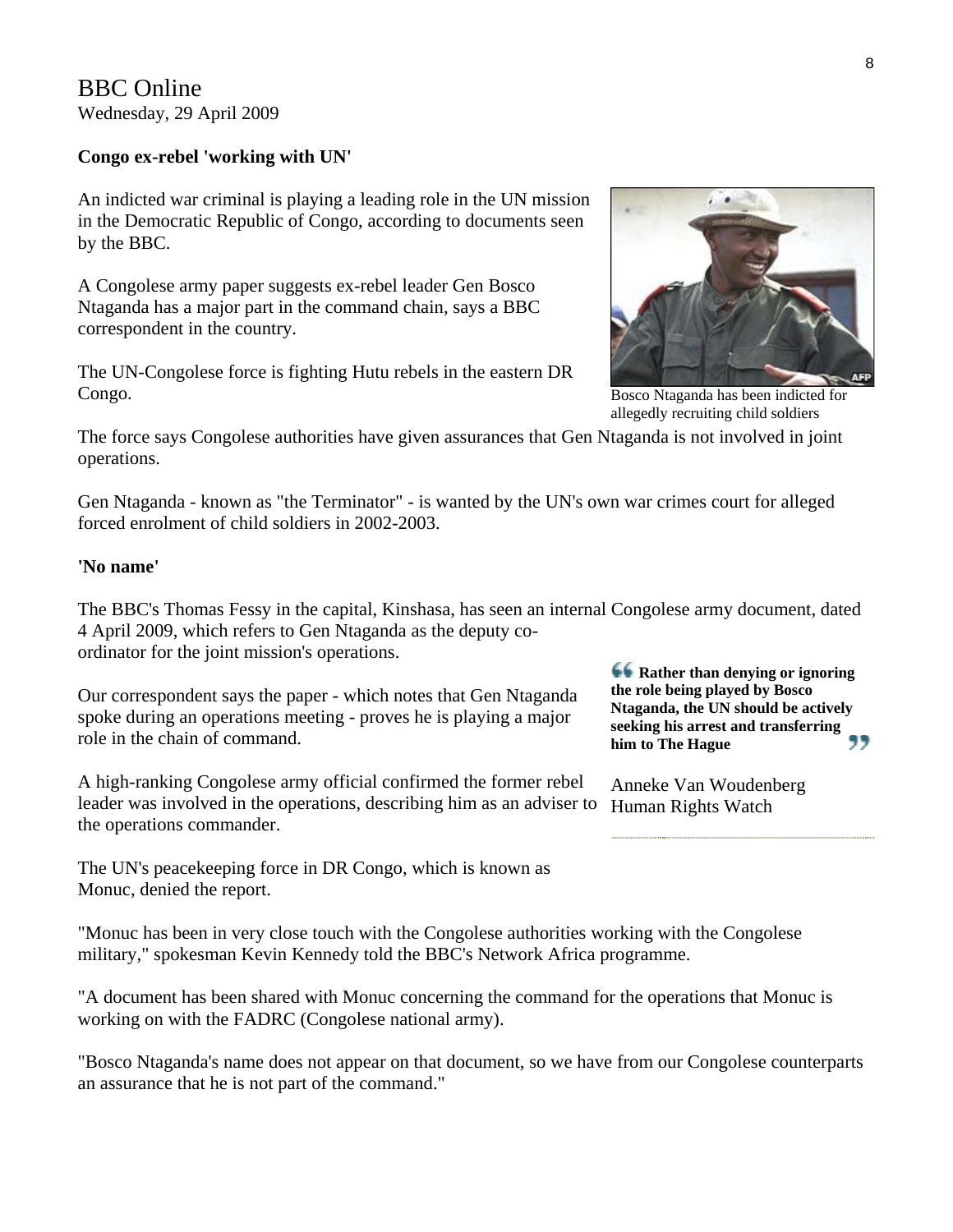BBC Online
Wednesday, 29 April 2009

**Congo ex-rebel 'working with UN'**

An indicted war criminal is playing a leading role in the UN mission in the Democratic Republic of Congo, according to documents seen by the BBC.

A Congolese army paper suggests ex-rebel leader Gen Bosco Ntaganda has a major part in the command chain, says a BBC correspondent in the country.

The UN-Congolese force is fighting Hutu rebels in the eastern DR Congo.

Bosco Ntaganda has been indicted for allegedly recruiting child soldiers

The force says Congolese authorities have given assurances that Gen Ntaganda is not involved in joint operations.

Gen Ntaganda - known as "the Terminator" - is wanted by the UN's own war crimes court for alleged forced enrolment of child soldiers in 2002-2003.

**'No name'**

The BBC's Thomas Fessy in the capital, Kinshasa, has seen an internal Congolese army document, dated 4 April 2009, which refers to Gen Ntaganda as the deputy co-ordinator for the joint mission's operations.

Our correspondent says the paper - which notes that Gen Ntaganda spoke during an operations meeting - proves he is playing a major role in the chain of command.

> **Rather than denying or ignoring the role being played by Bosco Ntaganda, the UN should be actively seeking his arrest and transferring him to The Hague**
>
> Anneke Van Woudenberg
> Human Rights Watch

A high-ranking Congolese army official confirmed the former rebel leader was involved in the operations, describing him as an adviser to the operations commander.

The UN's peacekeeping force in DR Congo, which is known as Monuc, denied the report.

"Monuc has been in very close touch with the Congolese authorities working with the Congolese military," spokesman Kevin Kennedy told the BBC's Network Africa programme.

"A document has been shared with Monuc concerning the command for the operations that Monuc is working on with the FADRC (Congolese national army).

"Bosco Ntaganda's name does not appear on that document, so we have from our Congolese counterparts an assurance that he is not part of the command."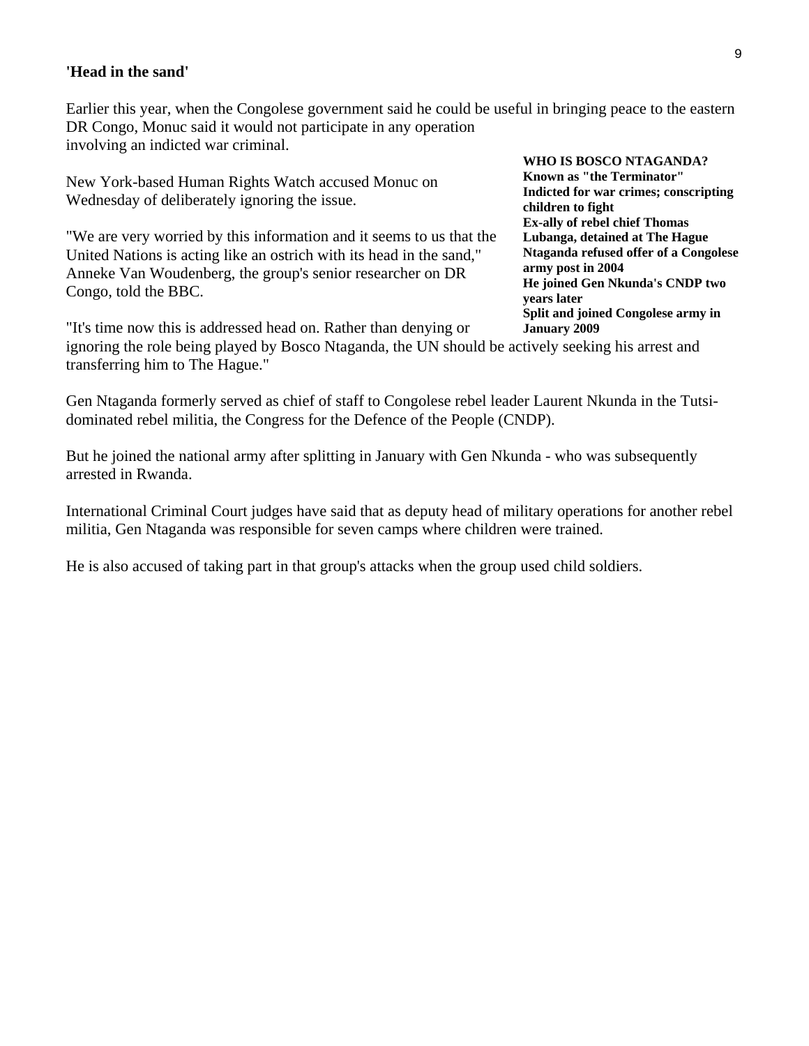**'Head in the sand'**

Earlier this year, when the Congolese government said he could be useful in bringing peace to the eastern DR Congo, Monuc said it would not participate in any operation involving an indicted war criminal.

New York-based Human Rights Watch accused Monuc on Wednesday of deliberately ignoring the issue.

"We are very worried by this information and it seems to us that the United Nations is acting like an ostrich with its head in the sand," Anneke Van Woudenberg, the group's senior researcher on DR Congo, told the BBC.

"It's time now this is addressed head on. Rather than denying or ignoring the role being played by Bosco Ntaganda, the UN should be actively seeking his arrest and transferring him to The Hague."

**WHO IS BOSCO NTAGANDA?**
**Known as "the Terminator"**
**Indicted for war crimes; conscripting children to fight**
**Ex-ally of rebel chief Thomas Lubanga, detained at The Hague**
**Ntaganda refused offer of a Congolese army post in 2004**
**He joined Gen Nkunda's CNDP two years later**
**Split and joined Congolese army in January 2009**

Gen Ntaganda formerly served as chief of staff to Congolese rebel leader Laurent Nkunda in the Tutsi-dominated rebel militia, the Congress for the Defence of the People (CNDP).

But he joined the national army after splitting in January with Gen Nkunda - who was subsequently arrested in Rwanda.

International Criminal Court judges have said that as deputy head of military operations for another rebel militia, Gen Ntaganda was responsible for seven camps where children were trained.

He is also accused of taking part in that group's attacks when the group used child soldiers.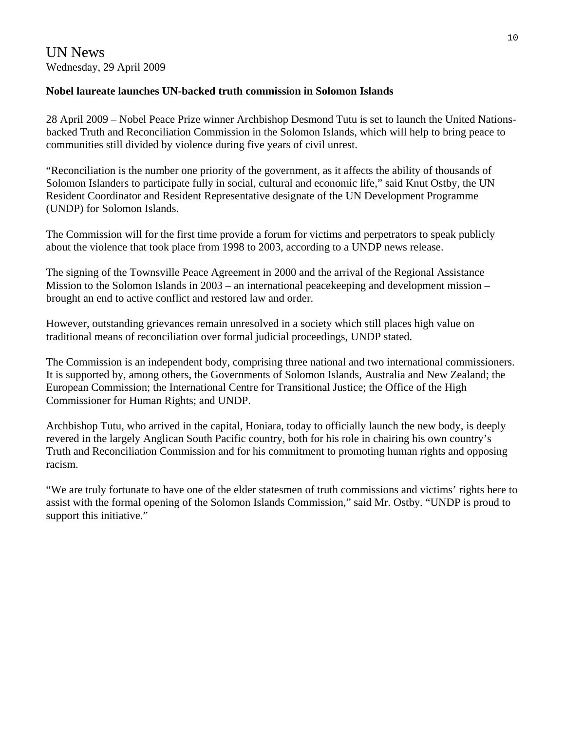UN News
Wednesday, 29 April 2009

**Nobel laureate launches UN-backed truth commission in Solomon Islands**

28 April 2009 – Nobel Peace Prize winner Archbishop Desmond Tutu is set to launch the United Nations-backed Truth and Reconciliation Commission in the Solomon Islands, which will help to bring peace to communities still divided by violence during five years of civil unrest.

"Reconciliation is the number one priority of the government, as it affects the ability of thousands of Solomon Islanders to participate fully in social, cultural and economic life," said Knut Ostby, the UN Resident Coordinator and Resident Representative designate of the UN Development Programme (UNDP) for Solomon Islands.

The Commission will for the first time provide a forum for victims and perpetrators to speak publicly about the violence that took place from 1998 to 2003, according to a UNDP news release.

The signing of the Townsville Peace Agreement in 2000 and the arrival of the Regional Assistance Mission to the Solomon Islands in 2003 – an international peacekeeping and development mission – brought an end to active conflict and restored law and order.

However, outstanding grievances remain unresolved in a society which still places high value on traditional means of reconciliation over formal judicial proceedings, UNDP stated.

The Commission is an independent body, comprising three national and two international commissioners. It is supported by, among others, the Governments of Solomon Islands, Australia and New Zealand; the European Commission; the International Centre for Transitional Justice; the Office of the High Commissioner for Human Rights; and UNDP.

Archbishop Tutu, who arrived in the capital, Honiara, today to officially launch the new body, is deeply revered in the largely Anglican South Pacific country, both for his role in chairing his own country's Truth and Reconciliation Commission and for his commitment to promoting human rights and opposing racism.

"We are truly fortunate to have one of the elder statesmen of truth commissions and victims' rights here to assist with the formal opening of the Solomon Islands Commission," said Mr. Ostby. "UNDP is proud to support this initiative."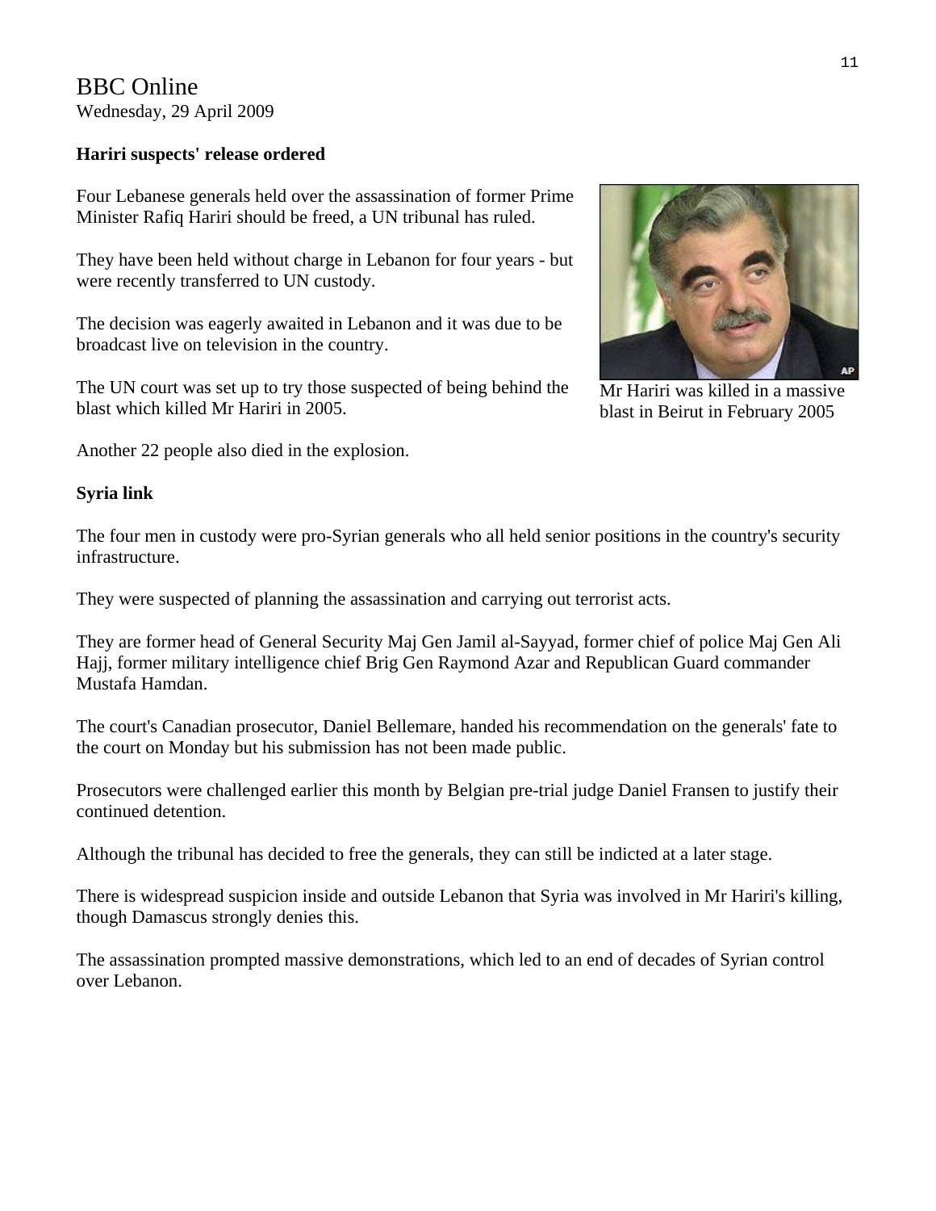BBC Online
Wednesday, 29 April 2009

**Hariri suspects' release ordered**

Four Lebanese generals held over the assassination of former Prime Minister Rafiq Hariri should be freed, a UN tribunal has ruled.

They have been held without charge in Lebanon for four years - but were recently transferred to UN custody.

The decision was eagerly awaited in Lebanon and it was due to be broadcast live on television in the country.

The UN court was set up to try those suspected of being behind the blast which killed Mr Hariri in 2005.

Mr Hariri was killed in a massive blast in Beirut in February 2005

Another 22 people also died in the explosion.

**Syria link**

The four men in custody were pro-Syrian generals who all held senior positions in the country's security infrastructure.

They were suspected of planning the assassination and carrying out terrorist acts.

They are former head of General Security Maj Gen Jamil al-Sayyad, former chief of police Maj Gen Ali Hajj, former military intelligence chief Brig Gen Raymond Azar and Republican Guard commander Mustafa Hamdan.

The court's Canadian prosecutor, Daniel Bellemare, handed his recommendation on the generals' fate to the court on Monday but his submission has not been made public.

Prosecutors were challenged earlier this month by Belgian pre-trial judge Daniel Fransen to justify their continued detention.

Although the tribunal has decided to free the generals, they can still be indicted at a later stage.

There is widespread suspicion inside and outside Lebanon that Syria was involved in Mr Hariri's killing, though Damascus strongly denies this.

The assassination prompted massive demonstrations, which led to an end of decades of Syrian control over Lebanon.